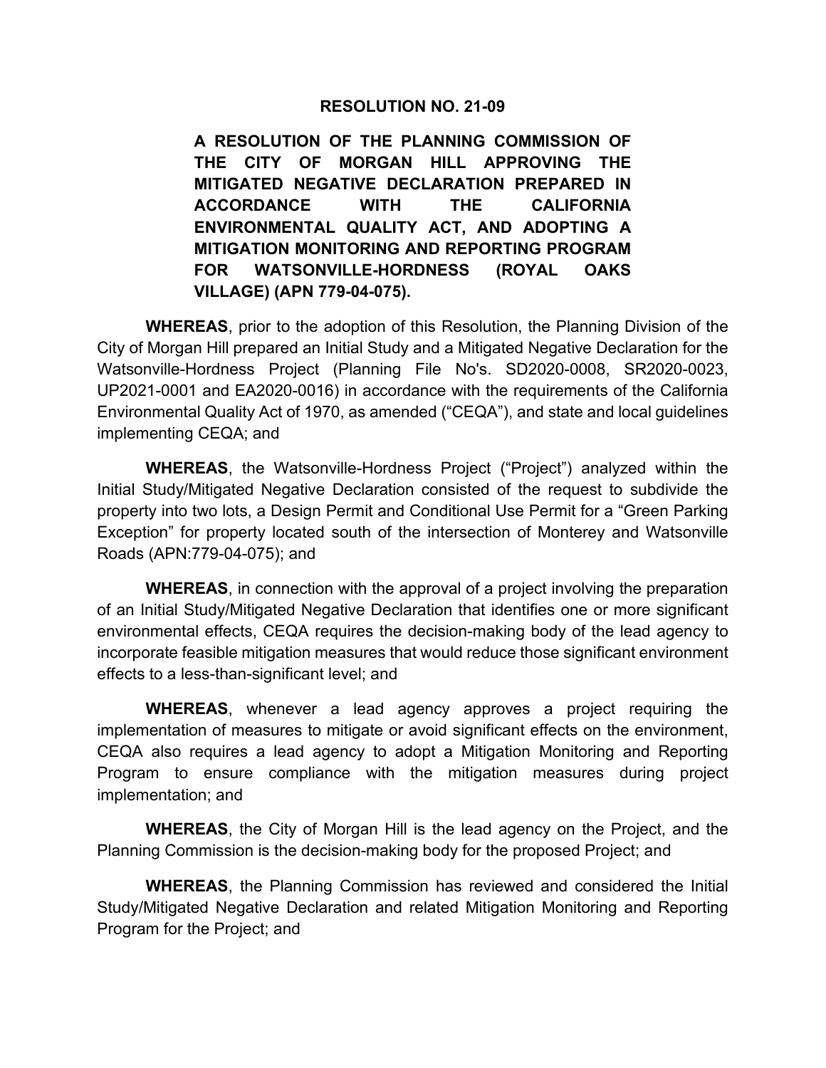# RESOLUTION NO. 21-09

**A RESOLUTION OF THE PLANNING COMMISSION OF THE CITY OF MORGAN HILL APPROVING THE MITIGATED NEGATIVE DECLARATION PREPARED IN ACCORDANCE WITH THE CALIFORNIA ENVIRONMENTAL QUALITY ACT, AND ADOPTING A MITIGATION MONITORING AND REPORTING PROGRAM FOR WATSONVILLE-HORDNESS (ROYAL OAKS VILLAGE) (APN 779-04-075).**

**WHEREAS**, prior to the adoption of this Resolution, the Planning Division of the City of Morgan Hill prepared an Initial Study and a Mitigated Negative Declaration for the Watsonville-Hordness Project (Planning File No's. SD2020-0008, SR2020-0023, UP2021-0001 and EA2020-0016) in accordance with the requirements of the California Environmental Quality Act of 1970, as amended ("CEQA"), and state and local guidelines implementing CEQA; and

**WHEREAS**, the Watsonville-Hordness Project ("Project") analyzed within the Initial Study/Mitigated Negative Declaration consisted of the request to subdivide the property into two lots, a Design Permit and Conditional Use Permit for a "Green Parking Exception" for property located south of the intersection of Monterey and Watsonville Roads (APN:779-04-075); and

**WHEREAS**, in connection with the approval of a project involving the preparation of an Initial Study/Mitigated Negative Declaration that identifies one or more significant environmental effects, CEQA requires the decision-making body of the lead agency to incorporate feasible mitigation measures that would reduce those significant environment effects to a less-than-significant level; and

**WHEREAS**, whenever a lead agency approves a project requiring the implementation of measures to mitigate or avoid significant effects on the environment, CEQA also requires a lead agency to adopt a Mitigation Monitoring and Reporting Program to ensure compliance with the mitigation measures during project implementation; and

**WHEREAS**, the City of Morgan Hill is the lead agency on the Project, and the Planning Commission is the decision-making body for the proposed Project; and

**WHEREAS**, the Planning Commission has reviewed and considered the Initial Study/Mitigated Negative Declaration and related Mitigation Monitoring and Reporting Program for the Project; and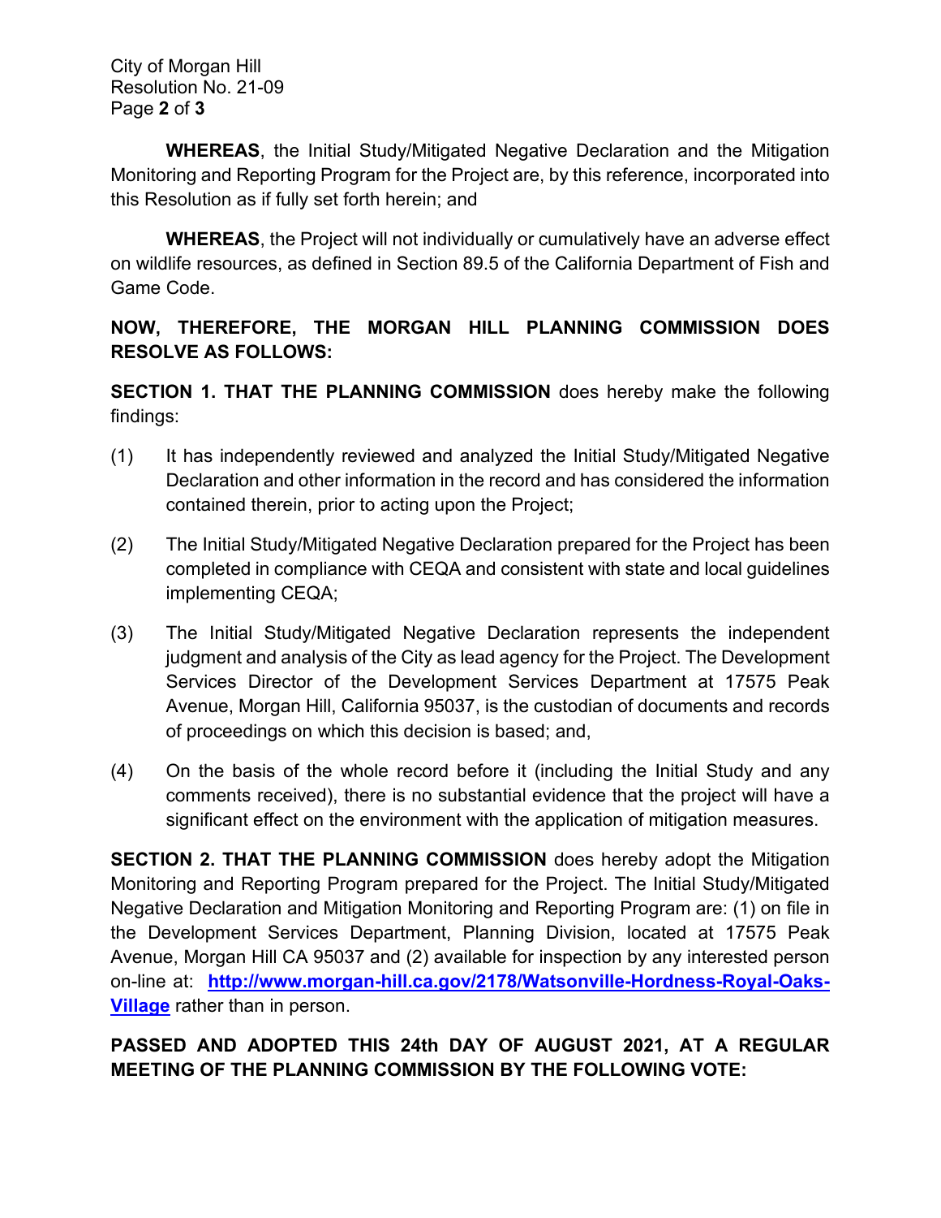**WHEREAS**, the Initial Study/Mitigated Negative Declaration and the Mitigation Monitoring and Reporting Program for the Project are, by this reference, incorporated into this Resolution as if fully set forth herein; and

**WHEREAS**, the Project will not individually or cumulatively have an adverse effect on wildlife resources, as defined in Section 89.5 of the California Department of Fish and Game Code.

**NOW, THEREFORE, THE MORGAN HILL PLANNING COMMISSION DOES RESOLVE AS FOLLOWS:**

**SECTION 1. THAT THE PLANNING COMMISSION** does hereby make the following findings:

(1) It has independently reviewed and analyzed the Initial Study/Mitigated Negative Declaration and other information in the record and has considered the information contained therein, prior to acting upon the Project;

(2) The Initial Study/Mitigated Negative Declaration prepared for the Project has been completed in compliance with CEQA and consistent with state and local guidelines implementing CEQA;

(3) The Initial Study/Mitigated Negative Declaration represents the independent judgment and analysis of the City as lead agency for the Project. The Development Services Director of the Development Services Department at 17575 Peak Avenue, Morgan Hill, California 95037, is the custodian of documents and records of proceedings on which this decision is based; and,

(4) On the basis of the whole record before it (including the Initial Study and any comments received), there is no substantial evidence that the project will have a significant effect on the environment with the application of mitigation measures.

**SECTION 2. THAT THE PLANNING COMMISSION** does hereby adopt the Mitigation Monitoring and Reporting Program prepared for the Project. The Initial Study/Mitigated Negative Declaration and Mitigation Monitoring and Reporting Program are: (1) on file in the Development Services Department, Planning Division, located at 17575 Peak Avenue, Morgan Hill CA 95037 and (2) available for inspection by any interested person on-line at: **http://www.morgan-hill.ca.gov/2178/Watsonville-Hordness-Royal-Oaks-Village** rather than in person.

**PASSED AND ADOPTED THIS 24th DAY OF AUGUST 2021, AT A REGULAR MEETING OF THE PLANNING COMMISSION BY THE FOLLOWING VOTE:**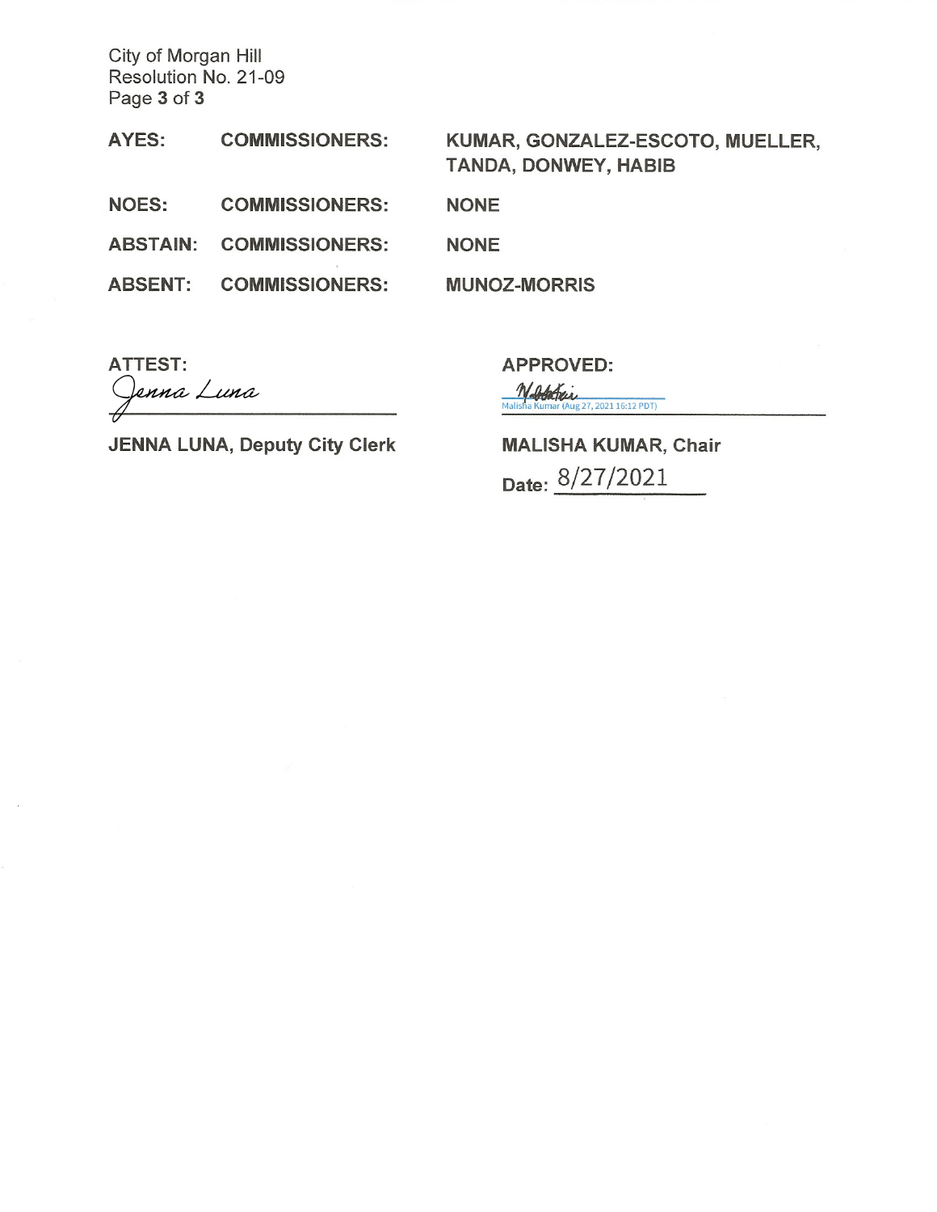| | | |
|---|---|---|
| **AYES:** | **COMMISSIONERS:** | **KUMAR, GONZALEZ-ESCOTO, MUELLER, TANDA, DONWEY, HABIB** |
| **NOES:** | **COMMISSIONERS:** | **NONE** |
| **ABSTAIN:** | **COMMISSIONERS:** | **NONE** |
| **ABSENT:** | **COMMISSIONERS:** | **MUNOZ-MORRIS** |

**ATTEST:**

Jenna Luna

**JENNA LUNA, Deputy City Clerk**

**APPROVED:**

Malisha Kumar (Aug 27, 2021 16:12 PDT)

**MALISHA KUMAR, Chair**

**Date:** 8/27/2021